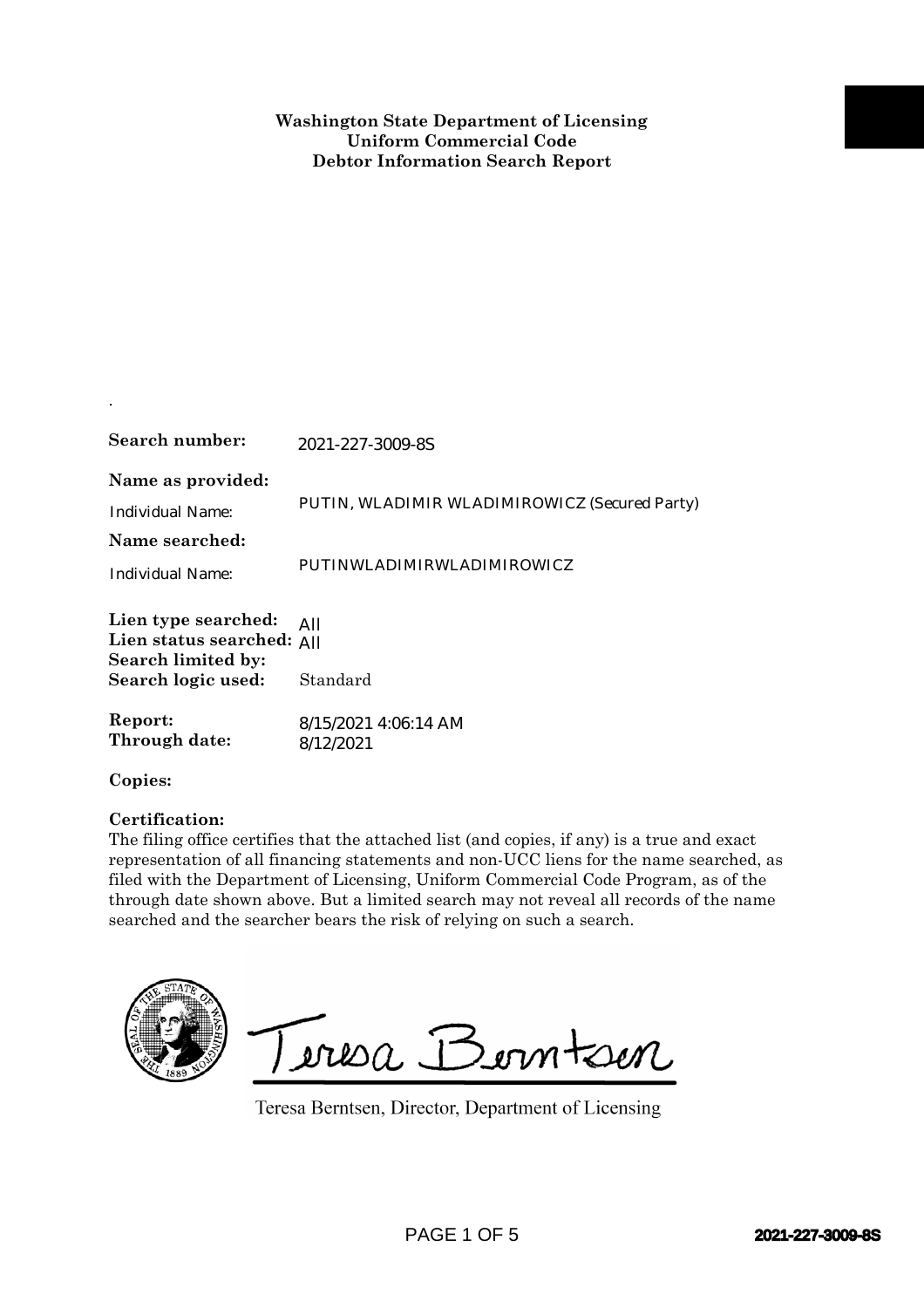**Washington State Department of Licensing**
**Uniform Commercial Code**
**Debtor Information Search Report**

.

**Search number:** 2021-227-3009-8S

**Name as provided:**

Individual Name: PUTIN, WLADIMIR WLADIMIROWICZ (Secured Party)

**Name searched:**

Individual Name: PUTINWLADIMIRWLADIMIROWICZ

**Lien type searched:** All
**Lien status searched:** All
**Search limited by:**
**Search logic used:** Standard

**Report:** 8/15/2021 4:06:14 AM
**Through date:** 8/12/2021

**Copies:**

**Certification:**
The filing office certifies that the attached list (and copies, if any) is a true and exact representation of all financing statements and non-UCC liens for the name searched, as filed with the Department of Licensing, Uniform Commercial Code Program, as of the through date shown above. But a limited search may not reveal all records of the name searched and the searcher bears the risk of relying on such a search.

Teresa Berntsen

Teresa Berntsen, Director, Department of Licensing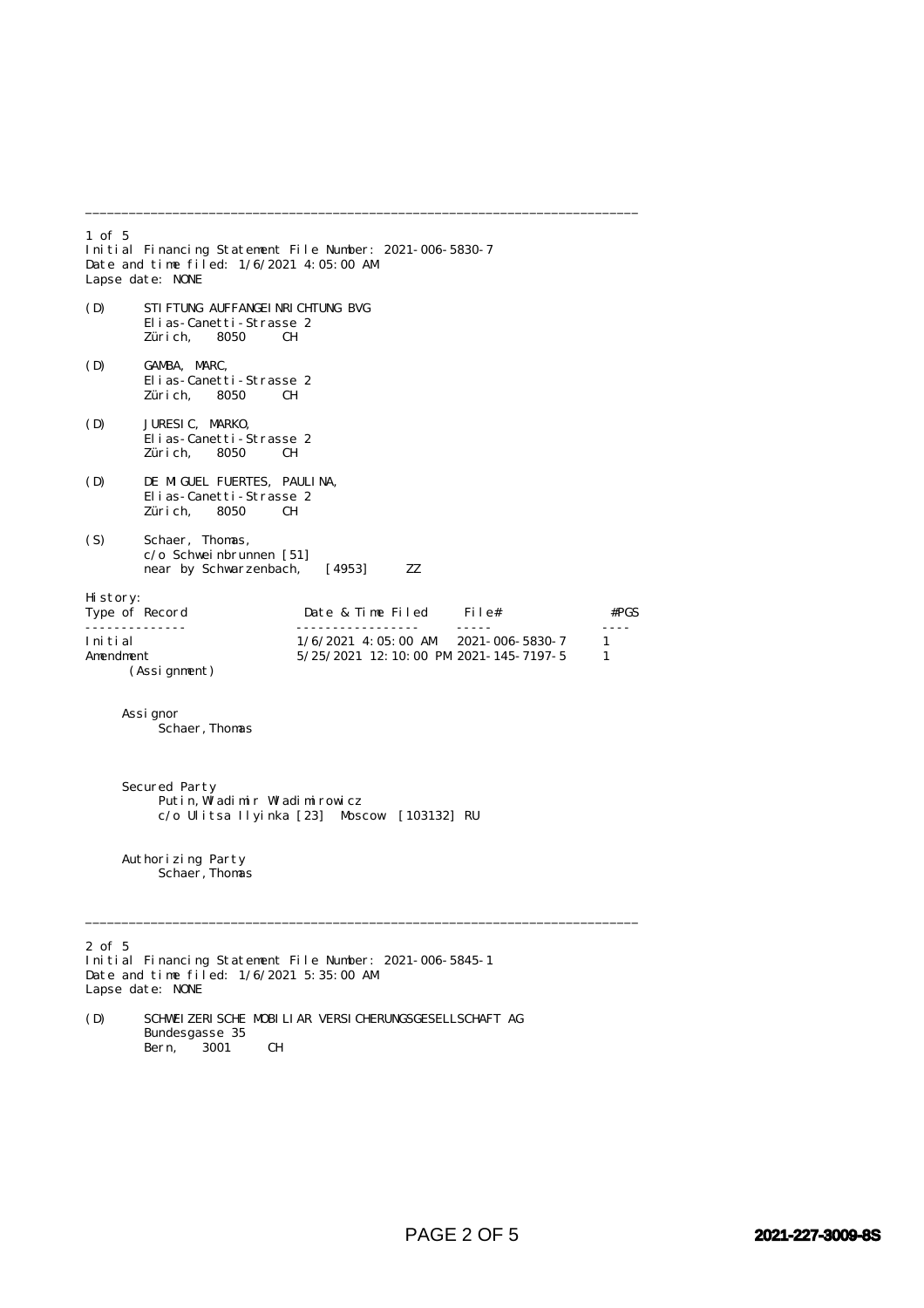---

1 of 5

Initial Financing Statement File Number: 2021-006-5830-7
Date and time filed: 1/6/2021 4:05:00 AM
Lapse date: NONE

(D) STIFTUNG AUFFANGEINRICHTUNG BVG
Elias-Canetti-Strasse 2
Zürich, 8050 CH

(D) GAMBA, MARC,
Elias-Canetti-Strasse 2
Zürich, 8050 CH

(D) JURESIC, MARKO,
Elias-Canetti-Strasse 2
Zürich, 8050 CH

(D) DE MIGUEL FUERTES, PAULINA,
Elias-Canetti-Strasse 2
Zürich, 8050 CH

(S) Schaer, Thomas,
c/o Schweinbrunnen [51]
near by Schwarzenbach, [4953] ZZ

History:

| Type of Record | Date & Time Filed | File# | #PGS |
|---|---|---|---|
| Initial | 1/6/2021 4:05:00 AM | 2021-006-5830-7 | 1 |
| Amendment (Assignment) | 5/25/2021 12:10:00 PM | 2021-145-7197-5 | 1 |

Assignor
Schaer, Thomas

Secured Party
Putin, Wladimir Wladimirowicz
c/o Ulitsa Ilyinka [23] Moscow [103132] RU

Authorizing Party
Schaer, Thomas

---

2 of 5

Initial Financing Statement File Number: 2021-006-5845-1
Date and time filed: 1/6/2021 5:35:00 AM
Lapse date: NONE

(D) SCHWEIZERISCHE MOBILIAR VERSICHERUNGSGESELLSCHAFT AG
Bundesgasse 35
Bern, 3001 CH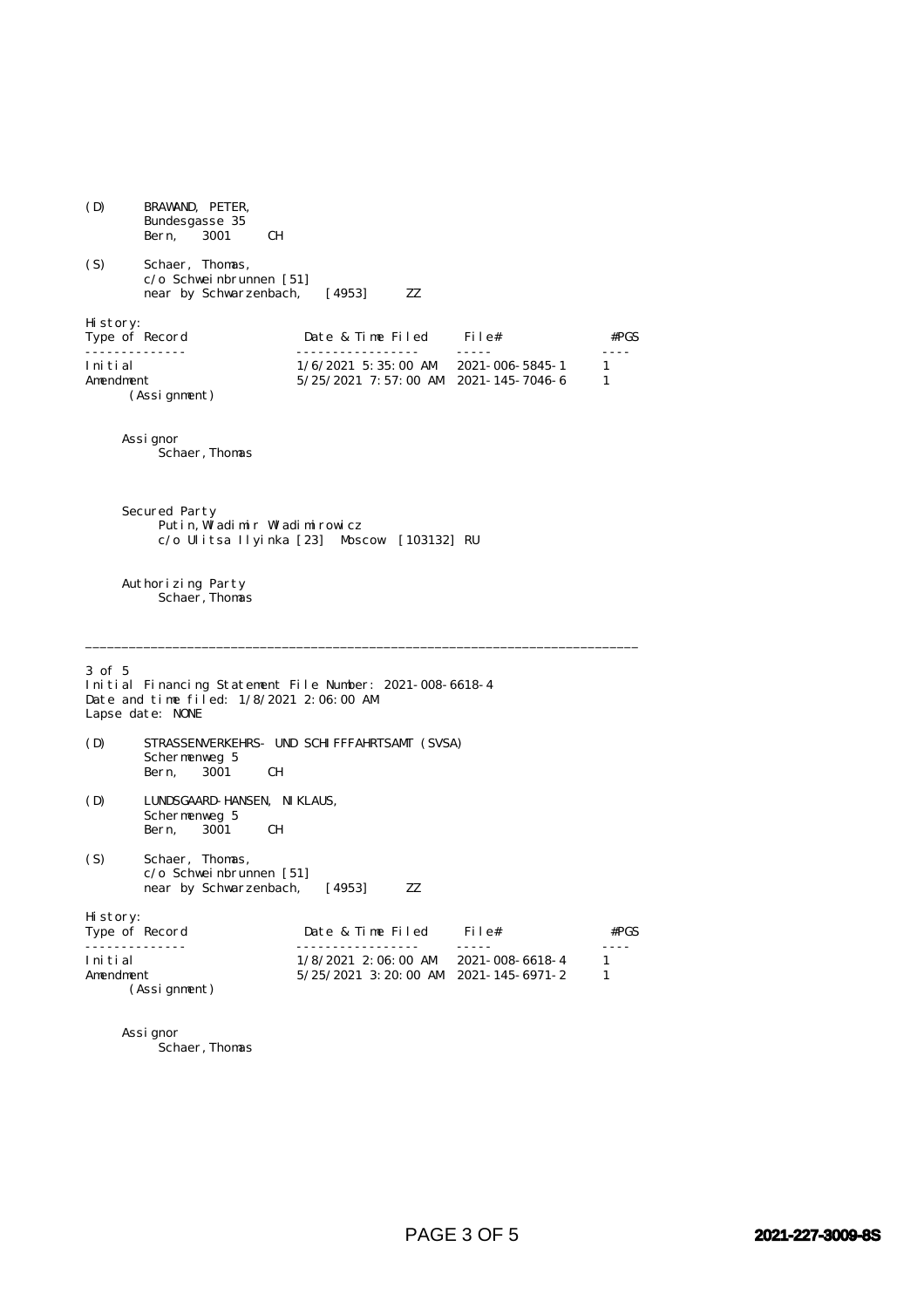(D) BRAWAND, PETER,
Bundesgasse 35
Bern, 3001 CH

(S) Schaer, Thomas,
c/o Schweinbrunnen [51]
near by Schwarzenbach, [4953] ZZ

History:

| Type of Record | Date & Time Filed | File# | #PGS |
|---|---|---|---|
| Initial | 1/6/2021 5:35:00 AM | 2021-006-5845-1 | 1 |
| Amendment (Assignment) | 5/25/2021 7:57:00 AM | 2021-145-7046-6 | 1 |

Assignor
Schaer, Thomas

Secured Party
Putin, Wladimir Wladimirowicz
c/o Ulitsa Ilyinka [23] Moscow [103132] RU

Authorizing Party
Schaer, Thomas

---

3 of 5
Initial Financing Statement File Number: 2021-008-6618-4
Date and time filed: 1/8/2021 2:06:00 AM
Lapse date: NONE

(D) STRASSENVERKEHRS- UND SCHIFFFAHRTSAMT (SVSA)
Schermenweg 5
Bern, 3001 CH

(D) LUNDSGAARD-HANSEN, NIKLAUS,
Schermenweg 5
Bern, 3001 CH

(S) Schaer, Thomas,
c/o Schweinbrunnen [51]
near by Schwarzenbach, [4953] ZZ

History:

| Type of Record | Date & Time Filed | File# | #PGS |
|---|---|---|---|
| Initial | 1/8/2021 2:06:00 AM | 2021-008-6618-4 | 1 |
| Amendment (Assignment) | 5/25/2021 3:20:00 AM | 2021-145-6971-2 | 1 |

Assignor
Schaer, Thomas

2021-227-3009-8S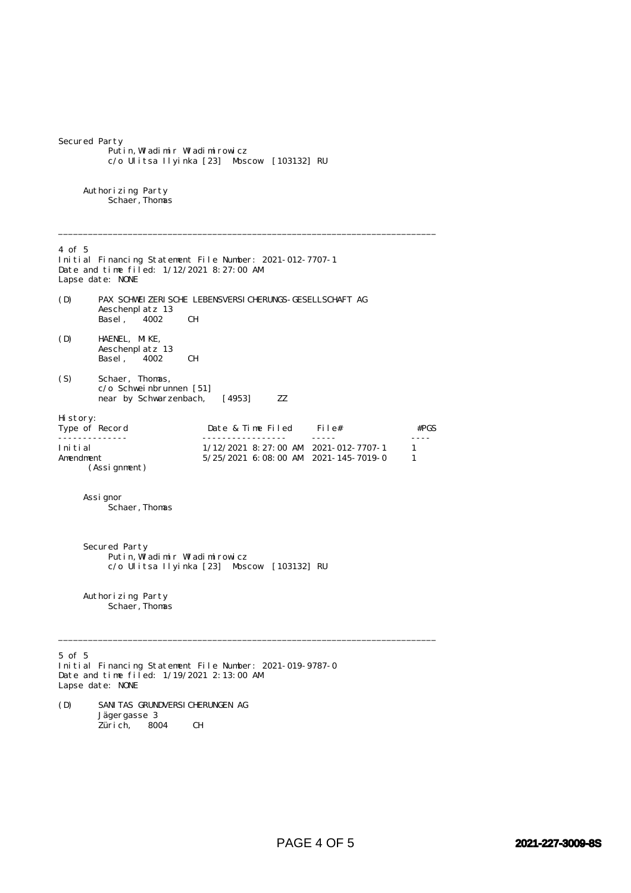Secured Party
Putin, Wladimir Wladimirowicz
c/o Ulitsa Ilyinka [23] Moscow [103132] RU

Authorizing Party
Schaer, Thomas

---

4 of 5
Initial Financing Statement File Number: 2021-012-7707-1
Date and time filed: 1/12/2021 8:27:00 AM
Lapse date: NONE

(D) PAX SCHWEIZERISCHE LEBENSVERSICHERUNGS-GESELLSCHAFT AG
Aeschenplatz 13
Basel, 4002 CH

(D) HAENEL, MIKE,
Aeschenplatz 13
Basel, 4002 CH

(S) Schaer, Thomas,
c/o Schweinbrunnen [51]
near by Schwarzenbach, [4953] ZZ

History:

| Type of Record | Date & Time Filed | File# | #PGS |
|---|---|---|---|
| Initial | 1/12/2021 8:27:00 AM | 2021-012-7707-1 | 1 |
| Amendment (Assignment) | 5/25/2021 6:08:00 AM | 2021-145-7019-0 | 1 |

Assignor
Schaer, Thomas

Secured Party
Putin, Wladimir Wladimirowicz
c/o Ulitsa Ilyinka [23] Moscow [103132] RU

Authorizing Party
Schaer, Thomas

---

5 of 5
Initial Financing Statement File Number: 2021-019-9787-0
Date and time filed: 1/19/2021 2:13:00 AM
Lapse date: NONE

(D) SANITAS GRUNDVERSICHERUNGEN AG
Jägergasse 3
Zürich, 8004 CH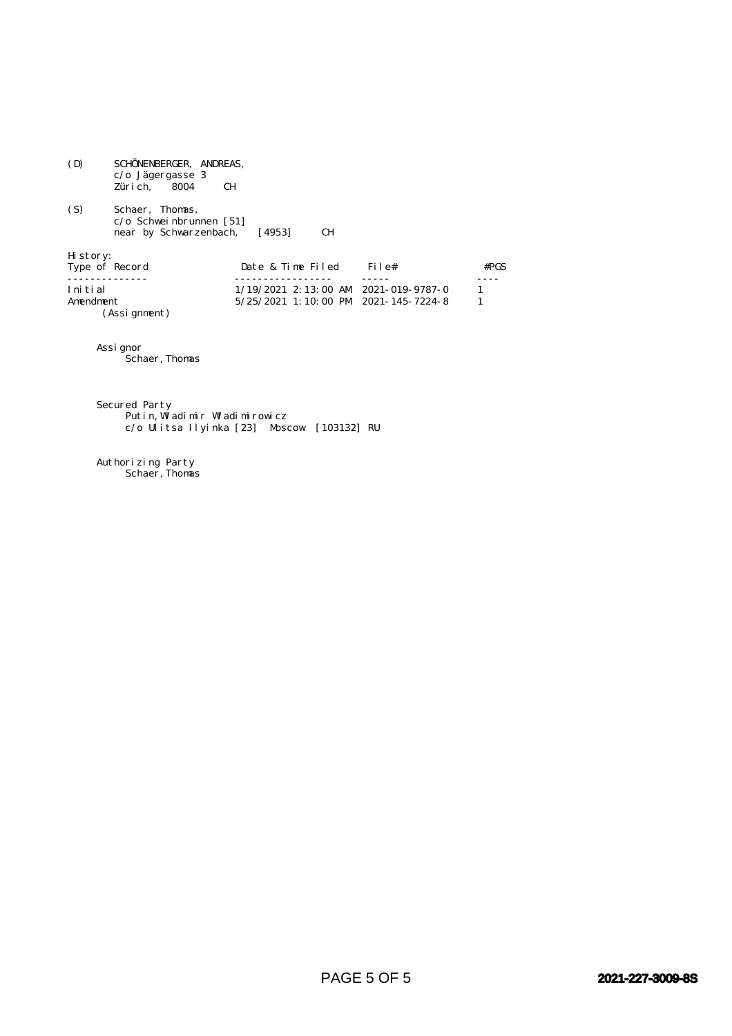(D) SCHÖNENBERGER, ANDREAS,
c/o Jägergasse 3
Zürich, 8004 CH

(S) Schaer, Thomas,
c/o Schweinbrunnen [51]
near by Schwarzenbach, [4953] CH

History:

| Type of Record | Date & Time Filed | File# | #PGS |
|---|---|---|---|
| Initial | 1/19/2021 2:13:00 AM | 2021-019-9787-0 | 1 |
| Amendment (Assignment) | 5/25/2021 1:10:00 PM | 2021-145-7224-8 | 1 |

Assignor
Schaer, Thomas

Secured Party
Putin, Wladimir Wladimirowicz
c/o Ulitsa Ilyinka [23] Moscow [103132] RU

Authorizing Party
Schaer, Thomas

2021-227-3009-8S